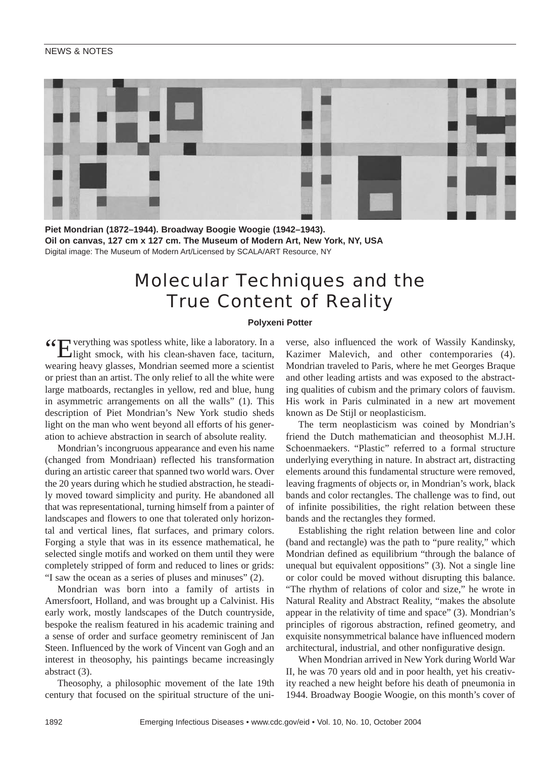NEWS & NOTES

**Piet Mondrian (1872–1944). Broadway Boogie Woogie (1942–1943). Oil on canvas, 127 cm x 127 cm. The Museum of Modern Art, New York, NY, USA**
Digital image: The Museum of Modern Art/Licensed by SCALA/ART Resource, NY

# Molecular Techniques and the True Content of Reality

**Polyxeni Potter**

"Everything was spotless white, like a laboratory. In a light smock, with his clean-shaven face, taciturn, wearing heavy glasses, Mondrian seemed more a scientist or priest than an artist. The only relief to all the white were large matboards, rectangles in yellow, red and blue, hung in asymmetric arrangements on all the walls" (1). This description of Piet Mondrian's New York studio sheds light on the man who went beyond all efforts of his generation to achieve abstraction in search of absolute reality.

Mondrian's incongruous appearance and even his name (changed from Mondriaan) reflected his transformation during an artistic career that spanned two world wars. Over the 20 years during which he studied abstraction, he steadily moved toward simplicity and purity. He abandoned all that was representational, turning himself from a painter of landscapes and flowers to one that tolerated only horizontal and vertical lines, flat surfaces, and primary colors. Forging a style that was in its essence mathematical, he selected single motifs and worked on them until they were completely stripped of form and reduced to lines or grids: "I saw the ocean as a series of pluses and minuses" (2).

Mondrian was born into a family of artists in Amersfoort, Holland, and was brought up a Calvinist. His early work, mostly landscapes of the Dutch countryside, bespoke the realism featured in his academic training and a sense of order and surface geometry reminiscent of Jan Steen. Influenced by the work of Vincent van Gogh and an interest in theosophy, his paintings became increasingly abstract (3).

Theosophy, a philosophic movement of the late 19th century that focused on the spiritual structure of the universe, also influenced the work of Wassily Kandinsky, Kazimer Malevich, and other contemporaries (4). Mondrian traveled to Paris, where he met Georges Braque and other leading artists and was exposed to the abstracting qualities of cubism and the primary colors of fauvism. His work in Paris culminated in a new art movement known as De Stijl or neoplasticism.

The term neoplasticism was coined by Mondrian's friend the Dutch mathematician and theosophist M.J.H. Schoenmaekers. "Plastic" referred to a formal structure underlying everything in nature. In abstract art, distracting elements around this fundamental structure were removed, leaving fragments of objects or, in Mondrian's work, black bands and color rectangles. The challenge was to find, out of infinite possibilities, the right relation between these bands and the rectangles they formed.

Establishing the right relation between line and color (band and rectangle) was the path to "pure reality," which Mondrian defined as equilibrium "through the balance of unequal but equivalent oppositions" (3). Not a single line or color could be moved without disrupting this balance. "The rhythm of relations of color and size," he wrote in Natural Reality and Abstract Reality, "makes the absolute appear in the relativity of time and space" (3). Mondrian's principles of rigorous abstraction, refined geometry, and exquisite nonsymmetrical balance have influenced modern architectural, industrial, and other nonfigurative design.

When Mondrian arrived in New York during World War II, he was 70 years old and in poor health, yet his creativity reached a new height before his death of pneumonia in 1944. Broadway Boogie Woogie, on this month's cover of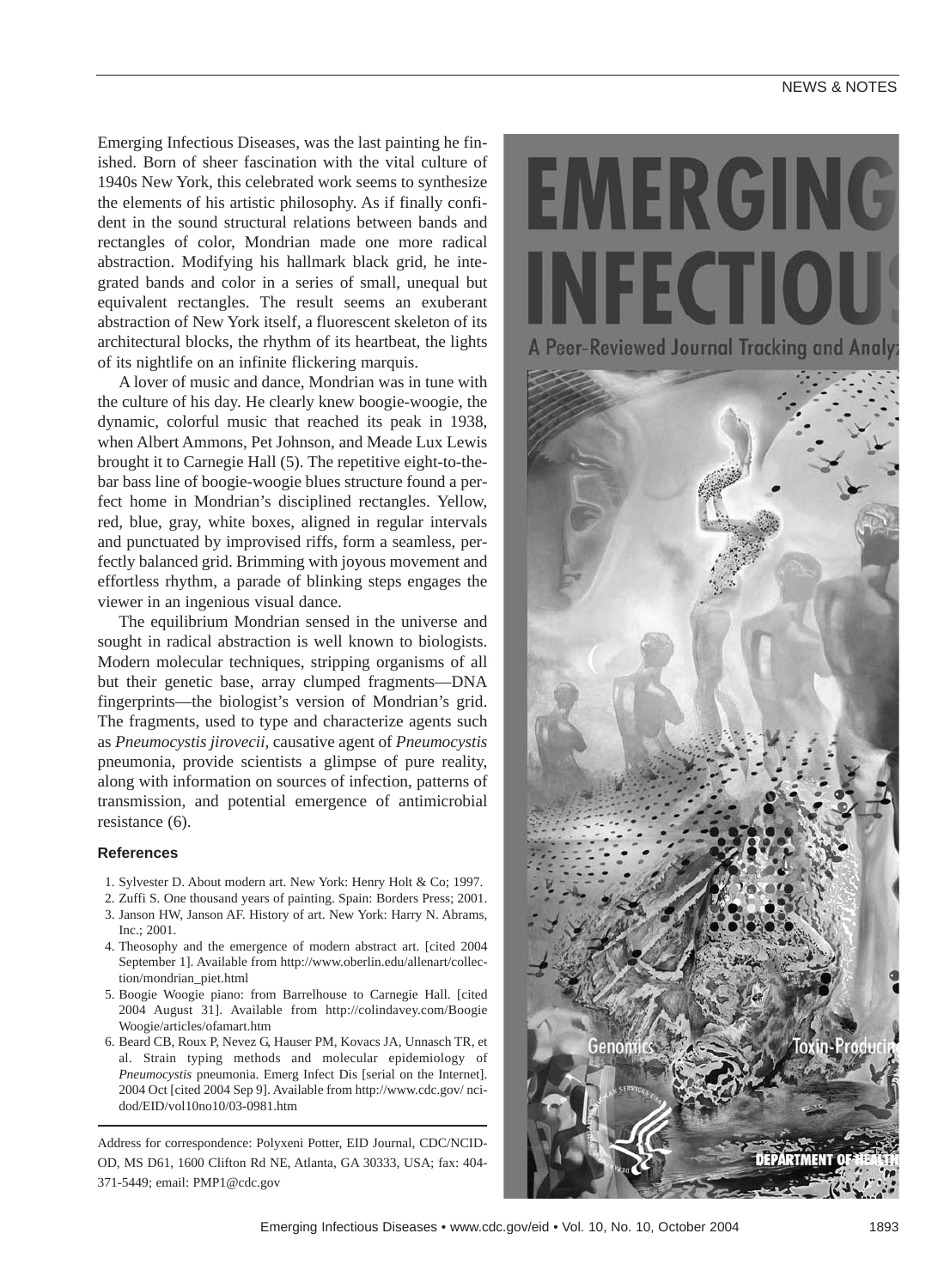Emerging Infectious Diseases, was the last painting he finished. Born of sheer fascination with the vital culture of 1940s New York, this celebrated work seems to synthesize the elements of his artistic philosophy. As if finally confident in the sound structural relations between bands and rectangles of color, Mondrian made one more radical abstraction. Modifying his hallmark black grid, he integrated bands and color in a series of small, unequal but equivalent rectangles. The result seems an exuberant abstraction of New York itself, a fluorescent skeleton of its architectural blocks, the rhythm of its heartbeat, the lights of its nightlife on an infinite flickering marquis.

A lover of music and dance, Mondrian was in tune with the culture of his day. He clearly knew boogie-woogie, the dynamic, colorful music that reached its peak in 1938, when Albert Ammons, Pet Johnson, and Meade Lux Lewis brought it to Carnegie Hall (5). The repetitive eight-to-the-bar bass line of boogie-woogie blues structure found a perfect home in Mondrian's disciplined rectangles. Yellow, red, blue, gray, white boxes, aligned in regular intervals and punctuated by improvised riffs, form a seamless, perfectly balanced grid. Brimming with joyous movement and effortless rhythm, a parade of blinking steps engages the viewer in an ingenious visual dance.

The equilibrium Mondrian sensed in the universe and sought in radical abstraction is well known to biologists. Modern molecular techniques, stripping organisms of all but their genetic base, array clumped fragments—DNA fingerprints—the biologist's version of Mondrian's grid. The fragments, used to type and characterize agents such as *Pneumocystis jirovecii*, causative agent of *Pneumocystis* pneumonia, provide scientists a glimpse of pure reality, along with information on sources of infection, patterns of transmission, and potential emergence of antimicrobial resistance (6).

### References

1. Sylvester D. About modern art. New York: Henry Holt & Co; 1997.
2. Zuffi S. One thousand years of painting. Spain: Borders Press; 2001.
3. Janson HW, Janson AF. History of art. New York: Harry N. Abrams, Inc.; 2001.
4. Theosophy and the emergence of modern abstract art. [cited 2004 September 1]. Available from http://www.oberlin.edu/allenart/collection/mondrian_piet.html
5. Boogie Woogie piano: from Barrelhouse to Carnegie Hall. [cited 2004 August 31]. Available from http://colindavey.com/BoogieWoogie/articles/ofamart.htm
6. Beard CB, Roux P, Nevez G, Hauser PM, Kovacs JA, Unnasch TR, et al. Strain typing methods and molecular epidemiology of *Pneumocystis* pneumonia. Emerg Infect Dis [serial on the Internet]. 2004 Oct [cited 2004 Sep 9]. Available from http://www.cdc.gov/ncidod/EID/vol10no10/03-0981.htm

Address for correspondence: Polyxeni Potter, EID Journal, CDC/NCID-OD, MS D61, 1600 Clifton Rd NE, Atlanta, GA 30333, USA; fax: 404-371-5449; email: PMP1@cdc.gov